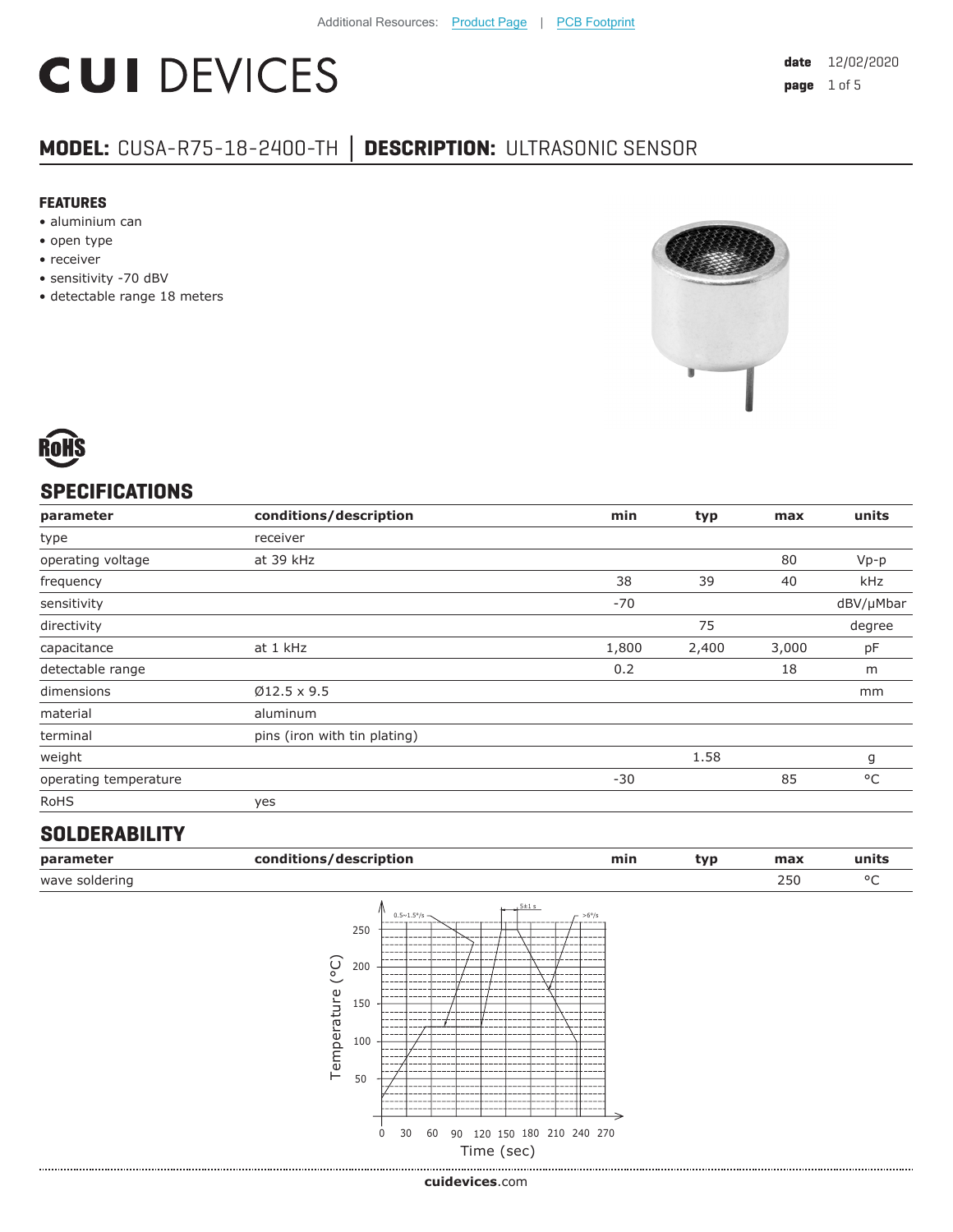Additional Resources: Product Page | PCB Footprint

# CUI DEVICES

**date** 12/02/2020

## MODEL: CUSA-R75-18-2400-TH | DESCRIPTION: ULTRASONIC SENSOR

### FEATURES

- aluminium can
- open type
- receiver
- sensitivity -70 dBV
- detectable range 18 meters

RoHS

## SPECIFICATIONS

| parameter | conditions/description | min | typ | max | units |
|---|---|---|---|---|---|
| type | receiver | | | | |
| operating voltage | at 39 kHz | | | 80 | Vp-p |
| frequency | | 38 | 39 | 40 | kHz |
| sensitivity | | -70 | | | dBV/μMbar |
| directivity | | | 75 | | degree |
| capacitance | at 1 kHz | 1,800 | 2,400 | 3,000 | pF |
| detectable range | | 0.2 | | 18 | m |
| dimensions | Ø12.5 x 9.5 | | | | mm |
| material | aluminum | | | | |
| terminal | pins (iron with tin plating) | | | | |
| weight | | | 1.58 | | g |
| operating temperature | | -30 | | 85 | °C |
| RoHS | yes | | | | |

## SOLDERABILITY

| parameter | conditions/description | min | typ | max | units |
|---|---|---|---|---|---|
| wave soldering | | | | 250 | °C |

0.5~1.5°/s | 5±1 s | >6°/s

Temperature (°C)

Time (sec)

cuidevices.com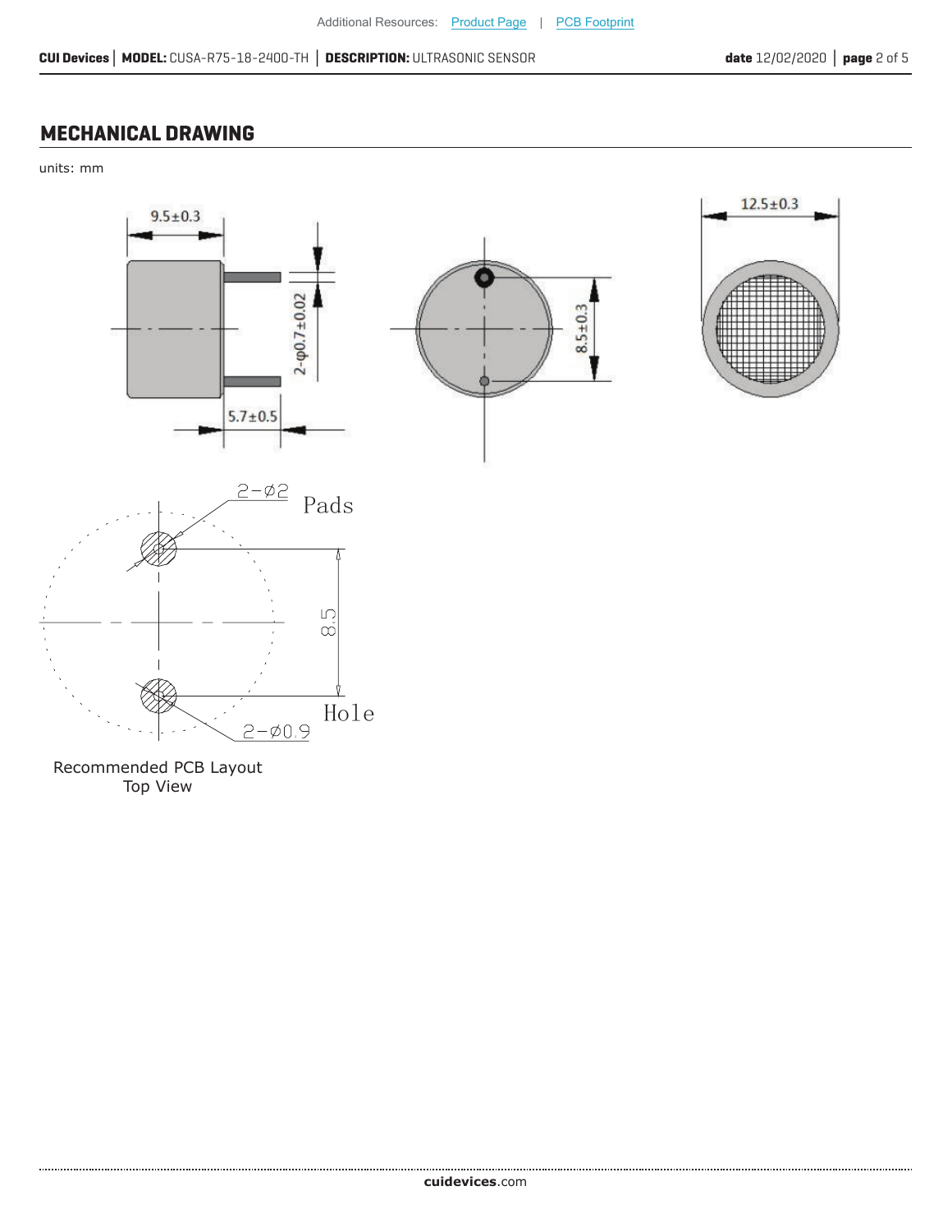## MECHANICAL DRAWING

units: mm

9.5±0.3

2-φ0.7±0.02

5.7±0.5

8.5±0.3

12.5±0.3

2-∅2

Pads

8.5

Hole

2-∅0.9

Recommended PCB Layout
Top View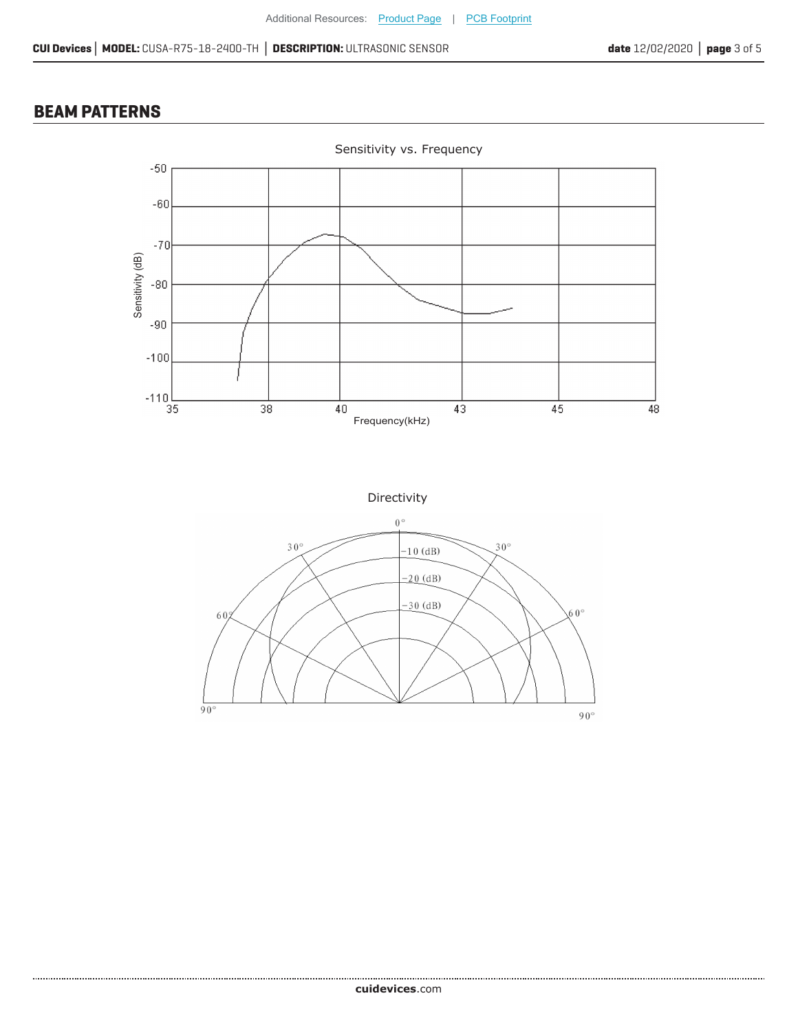## BEAM PATTERNS

Sensitivity vs. Frequency

Directivity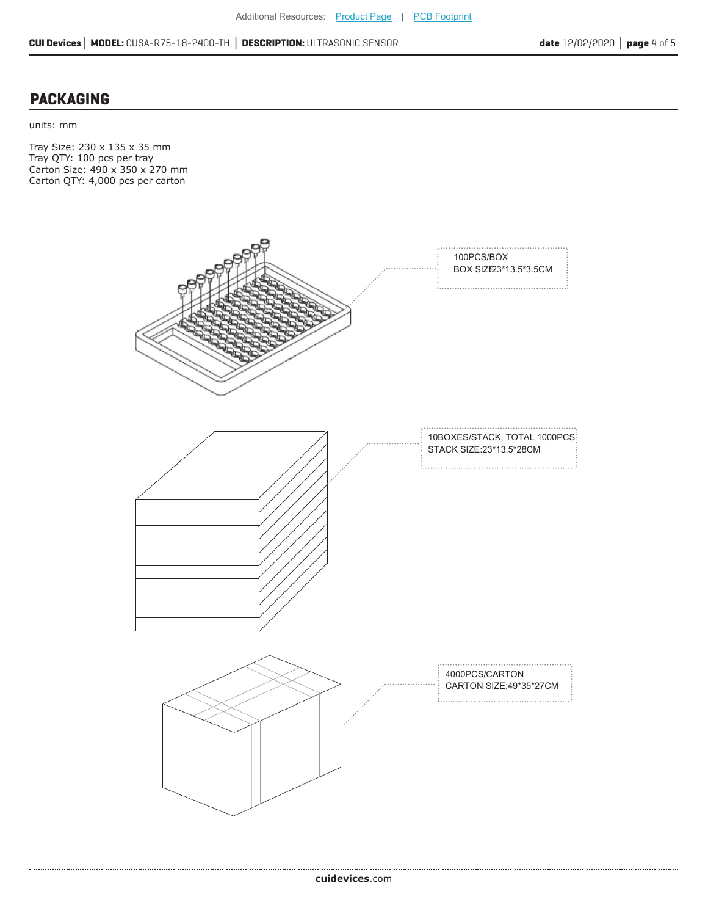## PACKAGING

units: mm

Tray Size: 230 x 135 x 35 mm
Tray QTY: 100 pcs per tray
Carton Size: 490 x 350 x 270 mm
Carton QTY: 4,000 pcs per carton

100PCS/BOX
BOX SIZE:23*13.5*3.5CM

10BOXES/STACK, TOTAL 1000PCS
STACK SIZE:23*13.5*28CM

4000PCS/CARTON
CARTON SIZE:49*35*27CM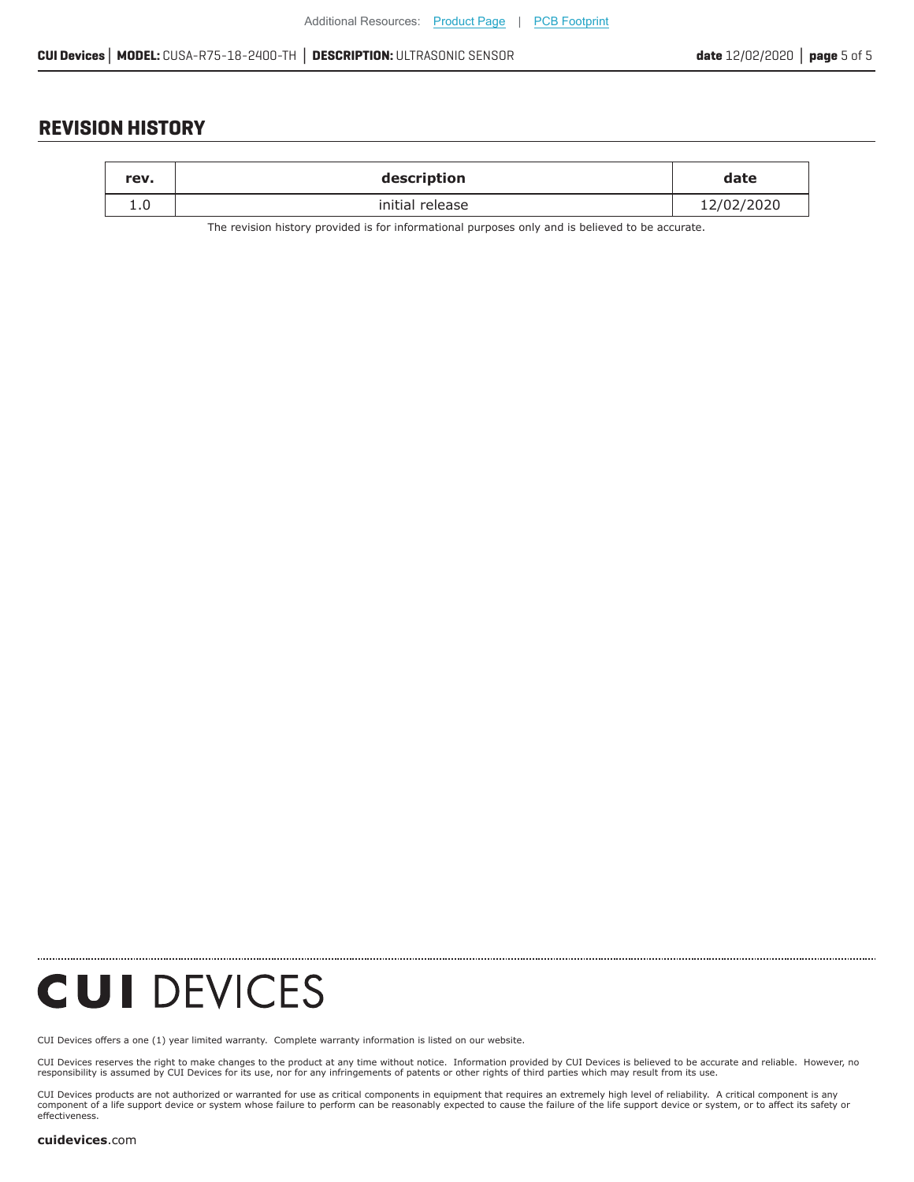## REVISION HISTORY

| rev. | description | date |
|---|---|---|
| 1.0 | initial release | 12/02/2020 |

The revision history provided is for informational purposes only and is believed to be accurate.

**CUI** DEVICES

CUI Devices offers a one (1) year limited warranty. Complete warranty information is listed on our website.

CUI Devices reserves the right to make changes to the product at any time without notice. Information provided by CUI Devices is believed to be accurate and reliable. However, no responsibility is assumed by CUI Devices for its use, nor for any infringements of patents or other rights of third parties which may result from its use.

CUI Devices products are not authorized or warranted for use as critical components in equipment that requires an extremely high level of reliability. A critical component is any component of a life support device or system whose failure to perform can be reasonably expected to cause the failure of the life support device or system, or to affect its safety or effectiveness.

**cuidevices**.com